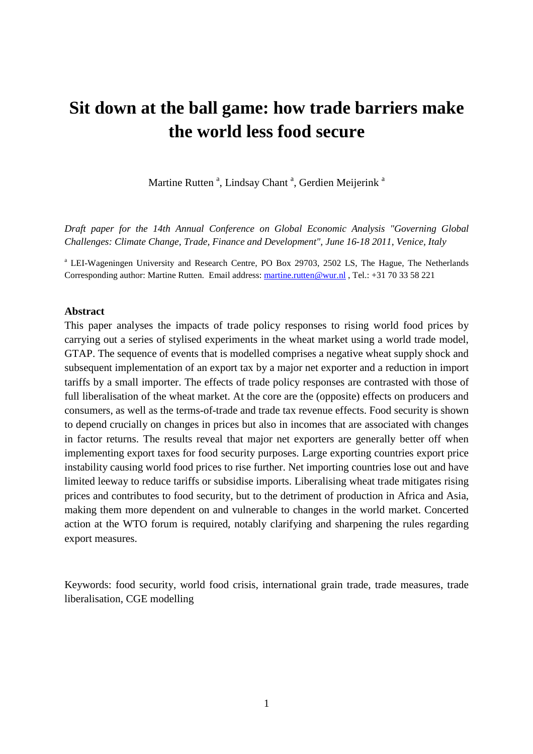# Sit down at the ball game: how trade barriers make the world less food secure

Martine Rutten [a], Lindsay Chant [a], Gerdien Meijerink [a]

*Draft paper for the 14th Annual Conference on Global Economic Analysis "Governing Global Challenges: Climate Change, Trade, Finance and Development", June 16-18 2011, Venice, Italy*

[a] LEI-Wageningen University and Research Centre, PO Box 29703, 2502 LS, The Hague, The Netherlands
Corresponding author: Martine Rutten. Email address: martine.rutten@wur.nl , Tel.: +31 70 33 58 221

## Abstract

This paper analyses the impacts of trade policy responses to rising world food prices by carrying out a series of stylised experiments in the wheat market using a world trade model, GTAP. The sequence of events that is modelled comprises a negative wheat supply shock and subsequent implementation of an export tax by a major net exporter and a reduction in import tariffs by a small importer. The effects of trade policy responses are contrasted with those of full liberalisation of the wheat market. At the core are the (opposite) effects on producers and consumers, as well as the terms-of-trade and trade tax revenue effects. Food security is shown to depend crucially on changes in prices but also in incomes that are associated with changes in factor returns. The results reveal that major net exporters are generally better off when implementing export taxes for food security purposes. Large exporting countries export price instability causing world food prices to rise further. Net importing countries lose out and have limited leeway to reduce tariffs or subsidise imports. Liberalising wheat trade mitigates rising prices and contributes to food security, but to the detriment of production in Africa and Asia, making them more dependent on and vulnerable to changes in the world market. Concerted action at the WTO forum is required, notably clarifying and sharpening the rules regarding export measures.

Keywords: food security, world food crisis, international grain trade, trade measures, trade liberalisation, CGE modelling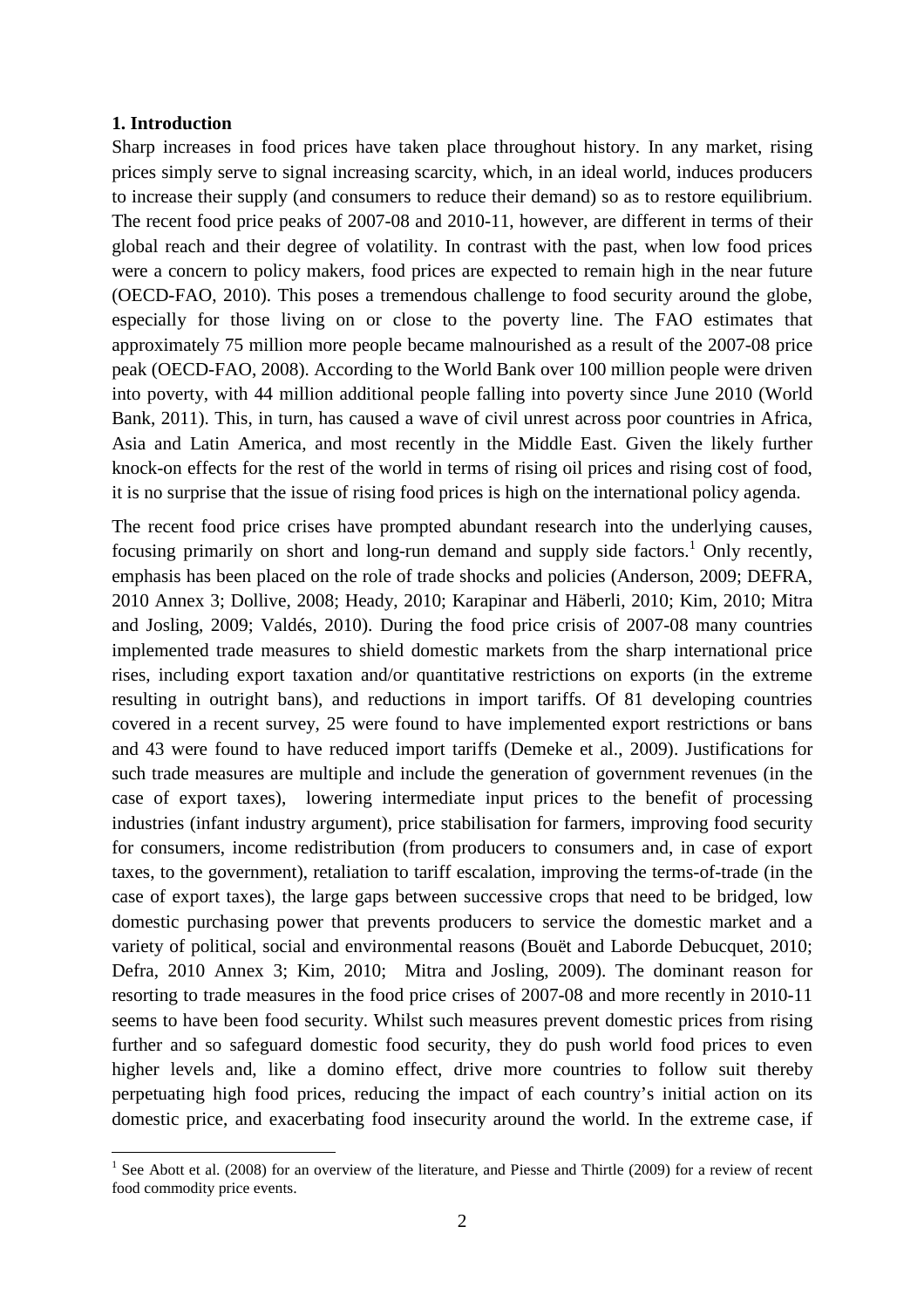## 1. Introduction

Sharp increases in food prices have taken place throughout history. In any market, rising prices simply serve to signal increasing scarcity, which, in an ideal world, induces producers to increase their supply (and consumers to reduce their demand) so as to restore equilibrium. The recent food price peaks of 2007-08 and 2010-11, however, are different in terms of their global reach and their degree of volatility. In contrast with the past, when low food prices were a concern to policy makers, food prices are expected to remain high in the near future (OECD-FAO, 2010). This poses a tremendous challenge to food security around the globe, especially for those living on or close to the poverty line. The FAO estimates that approximately 75 million more people became malnourished as a result of the 2007-08 price peak (OECD-FAO, 2008). According to the World Bank over 100 million people were driven into poverty, with 44 million additional people falling into poverty since June 2010 (World Bank, 2011). This, in turn, has caused a wave of civil unrest across poor countries in Africa, Asia and Latin America, and most recently in the Middle East. Given the likely further knock-on effects for the rest of the world in terms of rising oil prices and rising cost of food, it is no surprise that the issue of rising food prices is high on the international policy agenda.

The recent food price crises have prompted abundant research into the underlying causes, focusing primarily on short and long-run demand and supply side factors.[1] Only recently, emphasis has been placed on the role of trade shocks and policies (Anderson, 2009; DEFRA, 2010 Annex 3; Dollive, 2008; Heady, 2010; Karapinar and Häberli, 2010; Kim, 2010; Mitra and Josling, 2009; Valdés, 2010). During the food price crisis of 2007-08 many countries implemented trade measures to shield domestic markets from the sharp international price rises, including export taxation and/or quantitative restrictions on exports (in the extreme resulting in outright bans), and reductions in import tariffs. Of 81 developing countries covered in a recent survey, 25 were found to have implemented export restrictions or bans and 43 were found to have reduced import tariffs (Demeke et al., 2009). Justifications for such trade measures are multiple and include the generation of government revenues (in the case of export taxes), lowering intermediate input prices to the benefit of processing industries (infant industry argument), price stabilisation for farmers, improving food security for consumers, income redistribution (from producers to consumers and, in case of export taxes, to the government), retaliation to tariff escalation, improving the terms-of-trade (in the case of export taxes), the large gaps between successive crops that need to be bridged, low domestic purchasing power that prevents producers to service the domestic market and a variety of political, social and environmental reasons (Bouët and Laborde Debucquet, 2010; Defra, 2010 Annex 3; Kim, 2010; Mitra and Josling, 2009). The dominant reason for resorting to trade measures in the food price crises of 2007-08 and more recently in 2010-11 seems to have been food security. Whilst such measures prevent domestic prices from rising further and so safeguard domestic food security, they do push world food prices to even higher levels and, like a domino effect, drive more countries to follow suit thereby perpetuating high food prices, reducing the impact of each country's initial action on its domestic price, and exacerbating food insecurity around the world. In the extreme case, if

[1] See Abott et al. (2008) for an overview of the literature, and Piesse and Thirtle (2009) for a review of recent food commodity price events.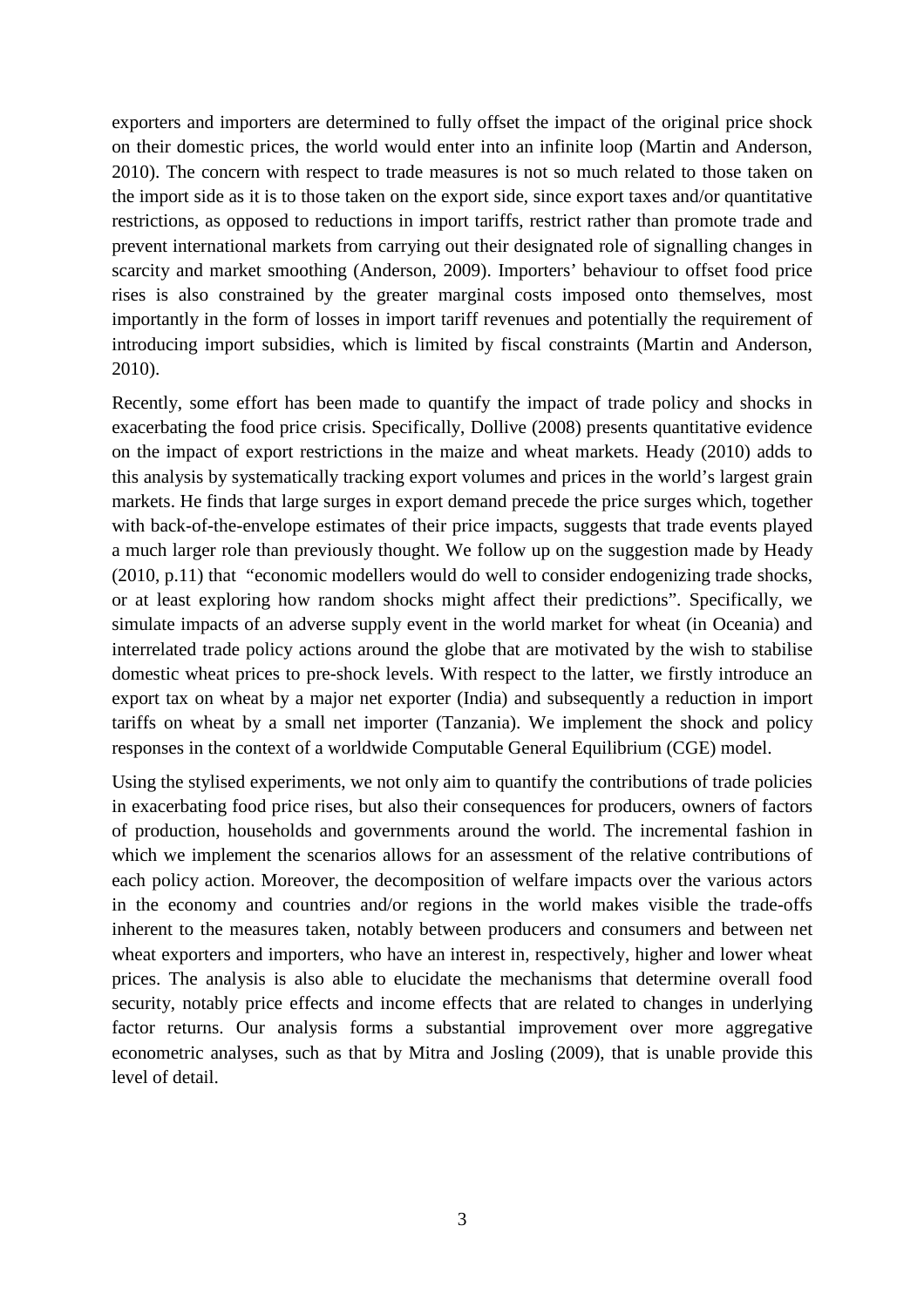exporters and importers are determined to fully offset the impact of the original price shock on their domestic prices, the world would enter into an infinite loop (Martin and Anderson, 2010). The concern with respect to trade measures is not so much related to those taken on the import side as it is to those taken on the export side, since export taxes and/or quantitative restrictions, as opposed to reductions in import tariffs, restrict rather than promote trade and prevent international markets from carrying out their designated role of signalling changes in scarcity and market smoothing (Anderson, 2009). Importers' behaviour to offset food price rises is also constrained by the greater marginal costs imposed onto themselves, most importantly in the form of losses in import tariff revenues and potentially the requirement of introducing import subsidies, which is limited by fiscal constraints (Martin and Anderson, 2010).

Recently, some effort has been made to quantify the impact of trade policy and shocks in exacerbating the food price crisis. Specifically, Dollive (2008) presents quantitative evidence on the impact of export restrictions in the maize and wheat markets. Heady (2010) adds to this analysis by systematically tracking export volumes and prices in the world's largest grain markets. He finds that large surges in export demand precede the price surges which, together with back-of-the-envelope estimates of their price impacts, suggests that trade events played a much larger role than previously thought. We follow up on the suggestion made by Heady (2010, p.11) that "economic modellers would do well to consider endogenizing trade shocks, or at least exploring how random shocks might affect their predictions". Specifically, we simulate impacts of an adverse supply event in the world market for wheat (in Oceania) and interrelated trade policy actions around the globe that are motivated by the wish to stabilise domestic wheat prices to pre-shock levels. With respect to the latter, we firstly introduce an export tax on wheat by a major net exporter (India) and subsequently a reduction in import tariffs on wheat by a small net importer (Tanzania). We implement the shock and policy responses in the context of a worldwide Computable General Equilibrium (CGE) model.

Using the stylised experiments, we not only aim to quantify the contributions of trade policies in exacerbating food price rises, but also their consequences for producers, owners of factors of production, households and governments around the world. The incremental fashion in which we implement the scenarios allows for an assessment of the relative contributions of each policy action. Moreover, the decomposition of welfare impacts over the various actors in the economy and countries and/or regions in the world makes visible the trade-offs inherent to the measures taken, notably between producers and consumers and between net wheat exporters and importers, who have an interest in, respectively, higher and lower wheat prices. The analysis is also able to elucidate the mechanisms that determine overall food security, notably price effects and income effects that are related to changes in underlying factor returns. Our analysis forms a substantial improvement over more aggregative econometric analyses, such as that by Mitra and Josling (2009), that is unable provide this level of detail.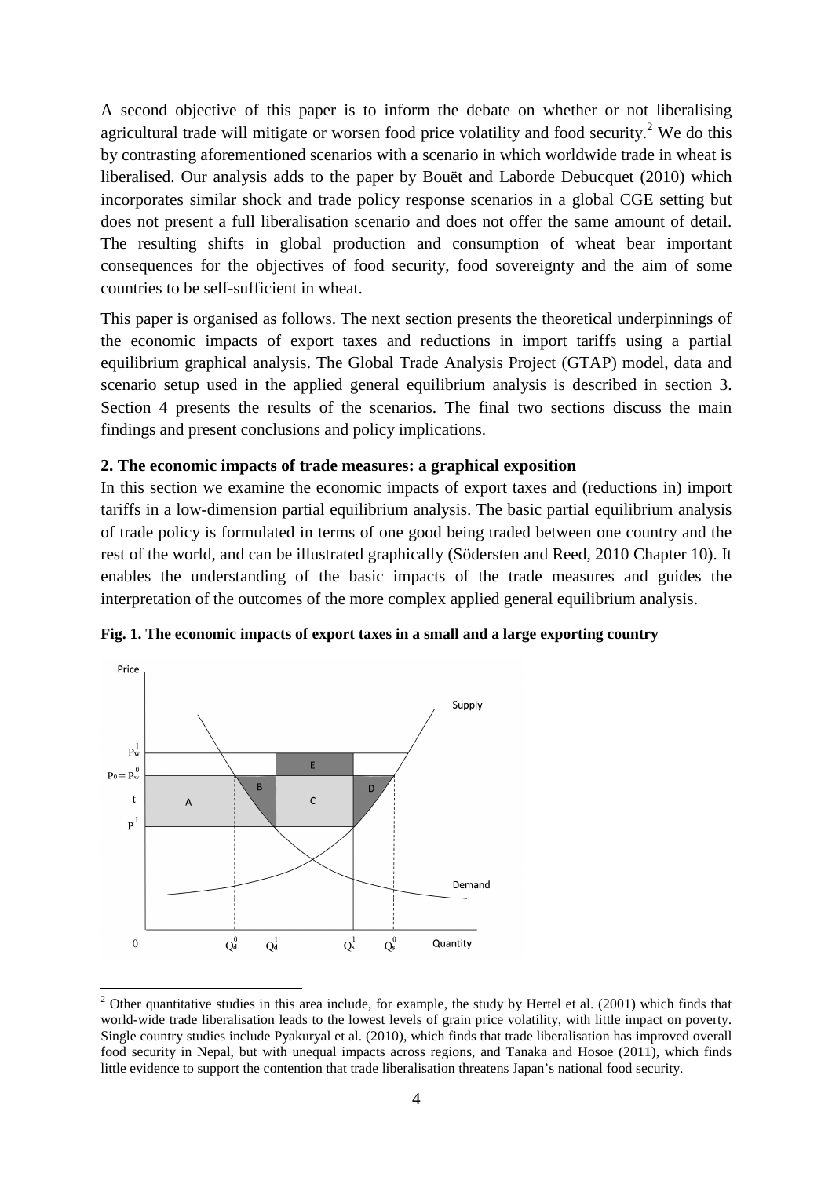A second objective of this paper is to inform the debate on whether or not liberalising agricultural trade will mitigate or worsen food price volatility and food security.[2] We do this by contrasting aforementioned scenarios with a scenario in which worldwide trade in wheat is liberalised. Our analysis adds to the paper by Bouët and Laborde Debucquet (2010) which incorporates similar shock and trade policy response scenarios in a global CGE setting but does not present a full liberalisation scenario and does not offer the same amount of detail. The resulting shifts in global production and consumption of wheat bear important consequences for the objectives of food security, food sovereignty and the aim of some countries to be self-sufficient in wheat.

This paper is organised as follows. The next section presents the theoretical underpinnings of the economic impacts of export taxes and reductions in import tariffs using a partial equilibrium graphical analysis. The Global Trade Analysis Project (GTAP) model, data and scenario setup used in the applied general equilibrium analysis is described in section 3. Section 4 presents the results of the scenarios. The final two sections discuss the main findings and present conclusions and policy implications.

## 2. The economic impacts of trade measures: a graphical exposition

In this section we examine the economic impacts of export taxes and (reductions in) import tariffs in a low-dimension partial equilibrium analysis. The basic partial equilibrium analysis of trade policy is formulated in terms of one good being traded between one country and the rest of the world, and can be illustrated graphically (Södersten and Reed, 2010 Chapter 10). It enables the understanding of the basic impacts of the trade measures and guides the interpretation of the outcomes of the more complex applied general equilibrium analysis.

**Fig. 1. The economic impacts of export taxes in a small and a large exporting country**

[2] Other quantitative studies in this area include, for example, the study by Hertel et al. (2001) which finds that world-wide trade liberalisation leads to the lowest levels of grain price volatility, with little impact on poverty. Single country studies include Pyakuryal et al. (2010), which finds that trade liberalisation has improved overall food security in Nepal, but with unequal impacts across regions, and Tanaka and Hosoe (2011), which finds little evidence to support the contention that trade liberalisation threatens Japan's national food security.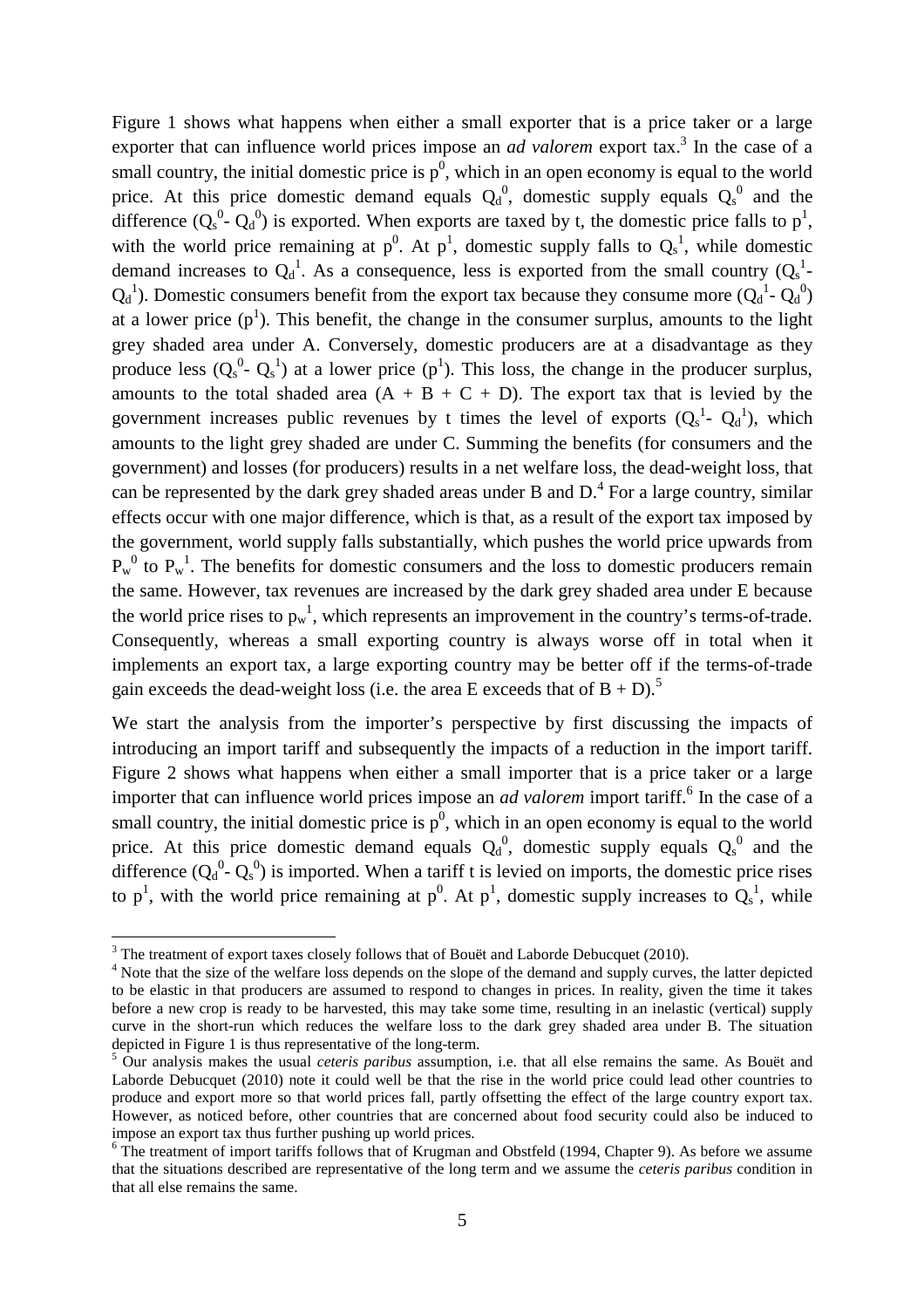Figure 1 shows what happens when either a small exporter that is a price taker or a large exporter that can influence world prices impose an *ad valorem* export tax.[3] In the case of a small country, the initial domestic price is $p^0$, which in an open economy is equal to the world price. At this price domestic demand equals $Q_d^0$, domestic supply equals $Q_s^0$ and the difference ($Q_s^0$- $Q_d^0$) is exported. When exports are taxed by t, the domestic price falls to $p^1$, with the world price remaining at $p^0$. At $p^1$, domestic supply falls to $Q_s^1$, while domestic demand increases to $Q_d^1$. As a consequence, less is exported from the small country ($Q_s^1$- $Q_d^1$). Domestic consumers benefit from the export tax because they consume more ($Q_d^1$- $Q_d^0$) at a lower price ($p^1$). This benefit, the change in the consumer surplus, amounts to the light grey shaded area under A. Conversely, domestic producers are at a disadvantage as they produce less ($Q_s^0$- $Q_s^1$) at a lower price ($p^1$). This loss, the change in the producer surplus, amounts to the total shaded area (A + B + C + D). The export tax that is levied by the government increases public revenues by t times the level of exports ($Q_s^1$- $Q_d^1$), which amounts to the light grey shaded are under C. Summing the benefits (for consumers and the government) and losses (for producers) results in a net welfare loss, the dead-weight loss, that can be represented by the dark grey shaded areas under B and D.[4] For a large country, similar effects occur with one major difference, which is that, as a result of the export tax imposed by the government, world supply falls substantially, which pushes the world price upwards from $P_w^0$ to $P_w^1$. The benefits for domestic consumers and the loss to domestic producers remain the same. However, tax revenues are increased by the dark grey shaded area under E because the world price rises to $p_w^1$, which represents an improvement in the country's terms-of-trade. Consequently, whereas a small exporting country is always worse off in total when it implements an export tax, a large exporting country may be better off if the terms-of-trade gain exceeds the dead-weight loss (i.e. the area E exceeds that of B + D).[5]

We start the analysis from the importer's perspective by first discussing the impacts of introducing an import tariff and subsequently the impacts of a reduction in the import tariff. Figure 2 shows what happens when either a small importer that is a price taker or a large importer that can influence world prices impose an *ad valorem* import tariff.[6] In the case of a small country, the initial domestic price is $p^0$, which in an open economy is equal to the world price. At this price domestic demand equals $Q_d^0$, domestic supply equals $Q_s^0$ and the difference ($Q_d^0$- $Q_s^0$) is imported. When a tariff t is levied on imports, the domestic price rises to $p^1$, with the world price remaining at $p^0$. At $p^1$, domestic supply increases to $Q_s^1$, while

---

[3] The treatment of export taxes closely follows that of Bouët and Laborde Debucquet (2010).

[4] Note that the size of the welfare loss depends on the slope of the demand and supply curves, the latter depicted to be elastic in that producers are assumed to respond to changes in prices. In reality, given the time it takes before a new crop is ready to be harvested, this may take some time, resulting in an inelastic (vertical) supply curve in the short-run which reduces the welfare loss to the dark grey shaded area under B. The situation depicted in Figure 1 is thus representative of the long-term.

[5] Our analysis makes the usual *ceteris paribus* assumption, i.e. that all else remains the same. As Bouët and Laborde Debucquet (2010) note it could well be that the rise in the world price could lead other countries to produce and export more so that world prices fall, partly offsetting the effect of the large country export tax. However, as noticed before, other countries that are concerned about food security could also be induced to impose an export tax thus further pushing up world prices.

[6] The treatment of import tariffs follows that of Krugman and Obstfeld (1994, Chapter 9). As before we assume that the situations described are representative of the long term and we assume the *ceteris paribus* condition in that all else remains the same.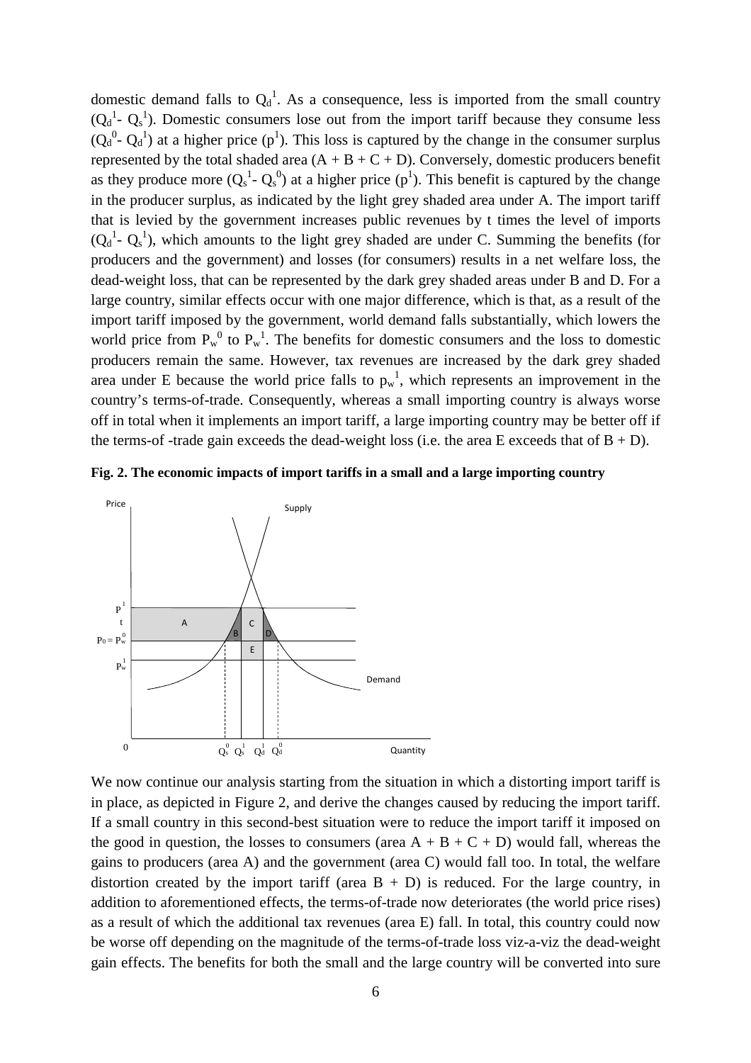domestic demand falls to $Q_d^1$. As a consequence, less is imported from the small country ($Q_d^1$- $Q_s^1$). Domestic consumers lose out from the import tariff because they consume less ($Q_d^0$- $Q_d^1$) at a higher price ($p^1$). This loss is captured by the change in the consumer surplus represented by the total shaded area (A + B + C + D). Conversely, domestic producers benefit as they produce more ($Q_s^1$- $Q_s^0$) at a higher price ($p^1$). This benefit is captured by the change in the producer surplus, as indicated by the light grey shaded area under A. The import tariff that is levied by the government increases public revenues by t times the level of imports ($Q_d^1$- $Q_s^1$), which amounts to the light grey shaded are under C. Summing the benefits (for producers and the government) and losses (for consumers) results in a net welfare loss, the dead-weight loss, that can be represented by the dark grey shaded areas under B and D. For a large country, similar effects occur with one major difference, which is that, as a result of the import tariff imposed by the government, world demand falls substantially, which lowers the world price from $P_w^0$ to $P_w^1$. The benefits for domestic consumers and the loss to domestic producers remain the same. However, tax revenues are increased by the dark grey shaded area under E because the world price falls to $p_w^1$, which represents an improvement in the country's terms-of-trade. Consequently, whereas a small importing country is always worse off in total when it implements an import tariff, a large importing country may be better off if the terms-of -trade gain exceeds the dead-weight loss (i.e. the area E exceeds that of B + D).

**Fig. 2. The economic impacts of import tariffs in a small and a large importing country**

We now continue our analysis starting from the situation in which a distorting import tariff is in place, as depicted in Figure 2, and derive the changes caused by reducing the import tariff. If a small country in this second-best situation were to reduce the import tariff it imposed on the good in question, the losses to consumers (area A + B + C + D) would fall, whereas the gains to producers (area A) and the government (area C) would fall too. In total, the welfare distortion created by the import tariff (area B + D) is reduced. For the large country, in addition to aforementioned effects, the terms-of-trade now deteriorates (the world price rises) as a result of which the additional tax revenues (area E) fall. In total, this country could now be worse off depending on the magnitude of the terms-of-trade loss viz-a-viz the dead-weight gain effects. The benefits for both the small and the large country will be converted into sure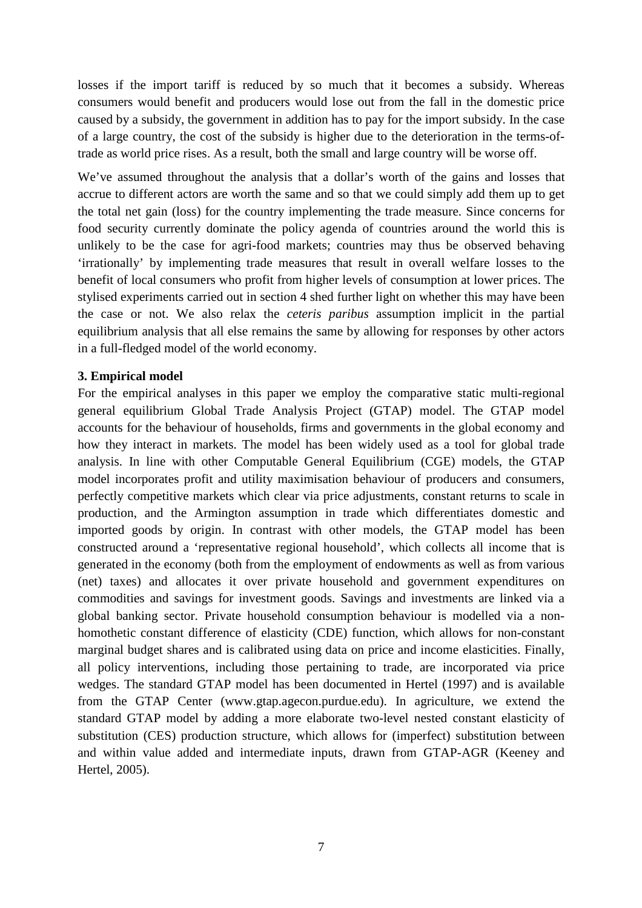losses if the import tariff is reduced by so much that it becomes a subsidy. Whereas consumers would benefit and producers would lose out from the fall in the domestic price caused by a subsidy, the government in addition has to pay for the import subsidy. In the case of a large country, the cost of the subsidy is higher due to the deterioration in the terms-of-trade as world price rises. As a result, both the small and large country will be worse off.

We've assumed throughout the analysis that a dollar's worth of the gains and losses that accrue to different actors are worth the same and so that we could simply add them up to get the total net gain (loss) for the country implementing the trade measure. Since concerns for food security currently dominate the policy agenda of countries around the world this is unlikely to be the case for agri-food markets; countries may thus be observed behaving 'irrationally' by implementing trade measures that result in overall welfare losses to the benefit of local consumers who profit from higher levels of consumption at lower prices. The stylised experiments carried out in section 4 shed further light on whether this may have been the case or not. We also relax the *ceteris paribus* assumption implicit in the partial equilibrium analysis that all else remains the same by allowing for responses by other actors in a full-fledged model of the world economy.

**3. Empirical model**

For the empirical analyses in this paper we employ the comparative static multi-regional general equilibrium Global Trade Analysis Project (GTAP) model. The GTAP model accounts for the behaviour of households, firms and governments in the global economy and how they interact in markets. The model has been widely used as a tool for global trade analysis. In line with other Computable General Equilibrium (CGE) models, the GTAP model incorporates profit and utility maximisation behaviour of producers and consumers, perfectly competitive markets which clear via price adjustments, constant returns to scale in production, and the Armington assumption in trade which differentiates domestic and imported goods by origin. In contrast with other models, the GTAP model has been constructed around a 'representative regional household', which collects all income that is generated in the economy (both from the employment of endowments as well as from various (net) taxes) and allocates it over private household and government expenditures on commodities and savings for investment goods. Savings and investments are linked via a global banking sector. Private household consumption behaviour is modelled via a non-homothetic constant difference of elasticity (CDE) function, which allows for non-constant marginal budget shares and is calibrated using data on price and income elasticities. Finally, all policy interventions, including those pertaining to trade, are incorporated via price wedges. The standard GTAP model has been documented in Hertel (1997) and is available from the GTAP Center (www.gtap.agecon.purdue.edu). In agriculture, we extend the standard GTAP model by adding a more elaborate two-level nested constant elasticity of substitution (CES) production structure, which allows for (imperfect) substitution between and within value added and intermediate inputs, drawn from GTAP-AGR (Keeney and Hertel, 2005).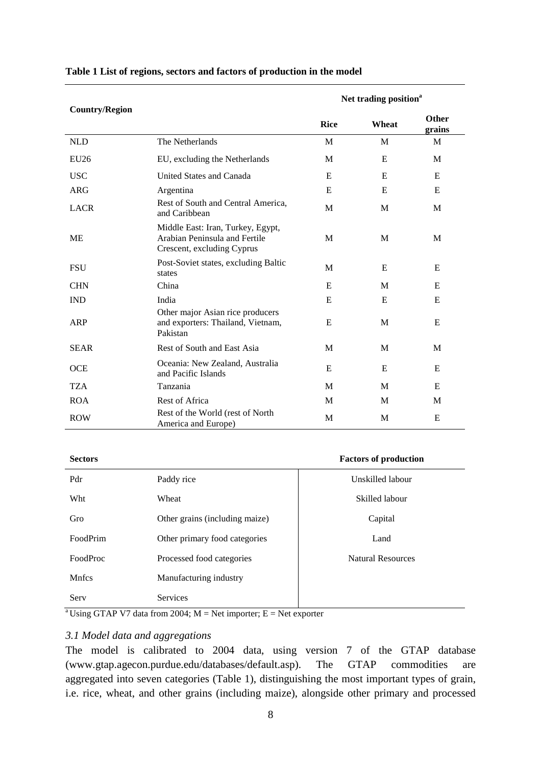**Table 1 List of regions, sectors and factors of production in the model**

| Country/Region | | Net trading position[a] | | |
|---|---|---|---|---|
| | | Rice | Wheat | Other grains |
| NLD | The Netherlands | M | M | M |
| EU26 | EU, excluding the Netherlands | M | E | M |
| USC | United States and Canada | E | E | E |
| ARG | Argentina | E | E | E |
| LACR | Rest of South and Central America, and Caribbean | M | M | M |
| ME | Middle East: Iran, Turkey, Egypt, Arabian Peninsula and Fertile Crescent, excluding Cyprus | M | M | M |
| FSU | Post-Soviet states, excluding Baltic states | M | E | E |
| CHN | China | E | M | E |
| IND | India | E | E | E |
| ARP | Other major Asian rice producers and exporters: Thailand, Vietnam, Pakistan | E | M | E |
| SEAR | Rest of South and East Asia | M | M | M |
| OCE | Oceania: New Zealand, Australia and Pacific Islands | E | E | E |
| TZA | Tanzania | M | M | E |
| ROA | Rest of Africa | M | M | M |
| ROW | Rest of the World (rest of North America and Europe) | M | M | E |

| Sectors | | Factors of production |
|---|---|---|
| Pdr | Paddy rice | Unskilled labour |
| Wht | Wheat | Skilled labour |
| Gro | Other grains (including maize) | Capital |
| FoodPrim | Other primary food categories | Land |
| FoodProc | Processed food categories | Natural Resources |
| Mnfcs | Manufacturing industry | |
| Serv | Services | |

[a] Using GTAP V7 data from 2004; M = Net importer; E = Net exporter

### *3.1 Model data and aggregations*

The model is calibrated to 2004 data, using version 7 of the GTAP database (www.gtap.agecon.purdue.edu/databases/default.asp). The GTAP commodities are aggregated into seven categories (Table 1), distinguishing the most important types of grain, i.e. rice, wheat, and other grains (including maize), alongside other primary and processed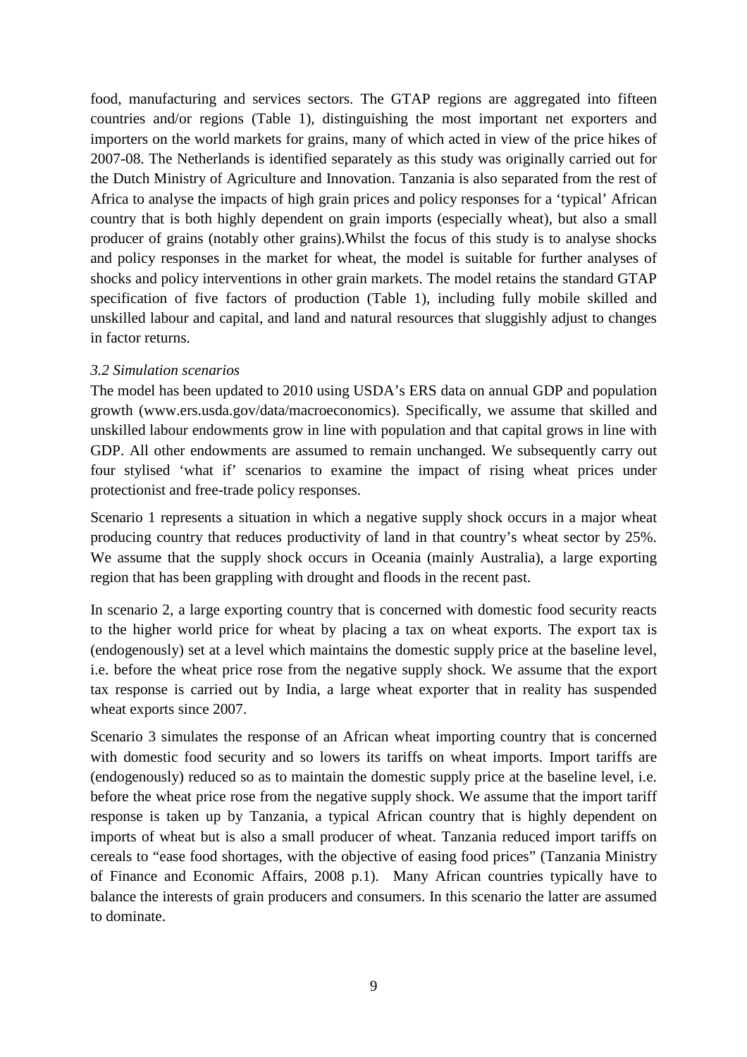food, manufacturing and services sectors. The GTAP regions are aggregated into fifteen countries and/or regions (Table 1), distinguishing the most important net exporters and importers on the world markets for grains, many of which acted in view of the price hikes of 2007-08. The Netherlands is identified separately as this study was originally carried out for the Dutch Ministry of Agriculture and Innovation. Tanzania is also separated from the rest of Africa to analyse the impacts of high grain prices and policy responses for a 'typical' African country that is both highly dependent on grain imports (especially wheat), but also a small producer of grains (notably other grains).Whilst the focus of this study is to analyse shocks and policy responses in the market for wheat, the model is suitable for further analyses of shocks and policy interventions in other grain markets. The model retains the standard GTAP specification of five factors of production (Table 1), including fully mobile skilled and unskilled labour and capital, and land and natural resources that sluggishly adjust to changes in factor returns.

### *3.2 Simulation scenarios*

The model has been updated to 2010 using USDA's ERS data on annual GDP and population growth (www.ers.usda.gov/data/macroeconomics). Specifically, we assume that skilled and unskilled labour endowments grow in line with population and that capital grows in line with GDP. All other endowments are assumed to remain unchanged. We subsequently carry out four stylised 'what if' scenarios to examine the impact of rising wheat prices under protectionist and free-trade policy responses.

Scenario 1 represents a situation in which a negative supply shock occurs in a major wheat producing country that reduces productivity of land in that country's wheat sector by 25%. We assume that the supply shock occurs in Oceania (mainly Australia), a large exporting region that has been grappling with drought and floods in the recent past.

In scenario 2, a large exporting country that is concerned with domestic food security reacts to the higher world price for wheat by placing a tax on wheat exports. The export tax is (endogenously) set at a level which maintains the domestic supply price at the baseline level, i.e. before the wheat price rose from the negative supply shock. We assume that the export tax response is carried out by India, a large wheat exporter that in reality has suspended wheat exports since 2007.

Scenario 3 simulates the response of an African wheat importing country that is concerned with domestic food security and so lowers its tariffs on wheat imports. Import tariffs are (endogenously) reduced so as to maintain the domestic supply price at the baseline level, i.e. before the wheat price rose from the negative supply shock. We assume that the import tariff response is taken up by Tanzania, a typical African country that is highly dependent on imports of wheat but is also a small producer of wheat. Tanzania reduced import tariffs on cereals to "ease food shortages, with the objective of easing food prices" (Tanzania Ministry of Finance and Economic Affairs, 2008 p.1). Many African countries typically have to balance the interests of grain producers and consumers. In this scenario the latter are assumed to dominate.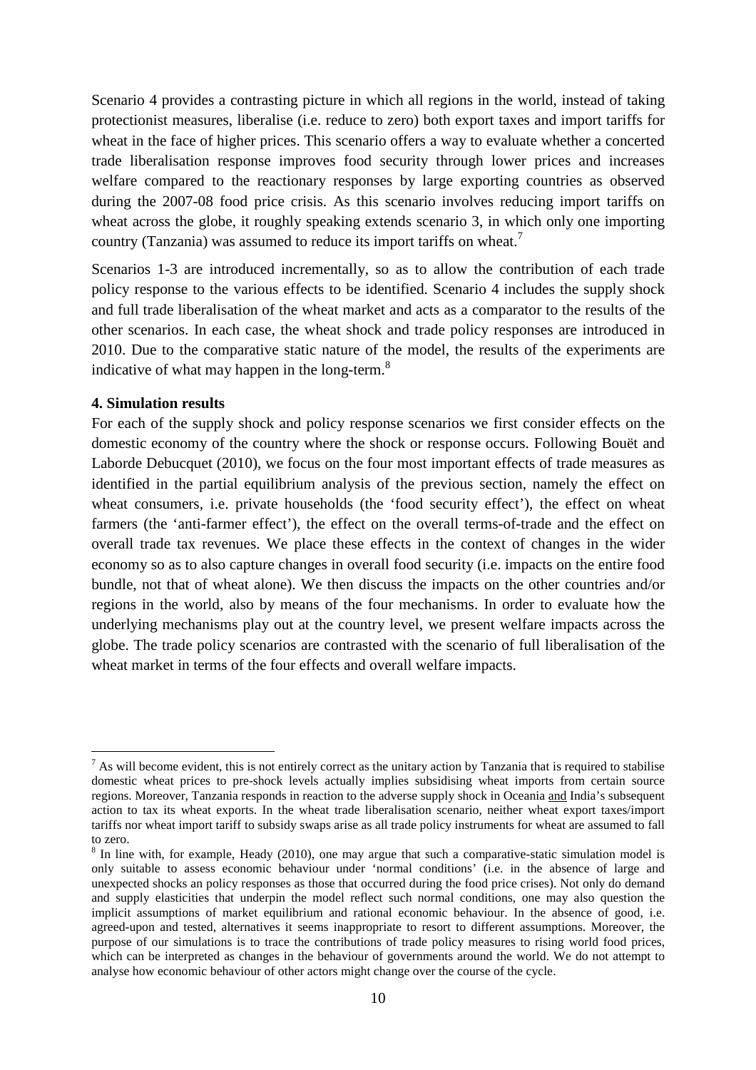Scenario 4 provides a contrasting picture in which all regions in the world, instead of taking protectionist measures, liberalise (i.e. reduce to zero) both export taxes and import tariffs for wheat in the face of higher prices. This scenario offers a way to evaluate whether a concerted trade liberalisation response improves food security through lower prices and increases welfare compared to the reactionary responses by large exporting countries as observed during the 2007-08 food price crisis. As this scenario involves reducing import tariffs on wheat across the globe, it roughly speaking extends scenario 3, in which only one importing country (Tanzania) was assumed to reduce its import tariffs on wheat.[7]

Scenarios 1-3 are introduced incrementally, so as to allow the contribution of each trade policy response to the various effects to be identified. Scenario 4 includes the supply shock and full trade liberalisation of the wheat market and acts as a comparator to the results of the other scenarios. In each case, the wheat shock and trade policy responses are introduced in 2010. Due to the comparative static nature of the model, the results of the experiments are indicative of what may happen in the long-term.[8]

**4. Simulation results**

For each of the supply shock and policy response scenarios we first consider effects on the domestic economy of the country where the shock or response occurs. Following Bouët and Laborde Debucquet (2010), we focus on the four most important effects of trade measures as identified in the partial equilibrium analysis of the previous section, namely the effect on wheat consumers, i.e. private households (the 'food security effect'), the effect on wheat farmers (the 'anti-farmer effect'), the effect on the overall terms-of-trade and the effect on overall trade tax revenues. We place these effects in the context of changes in the wider economy so as to also capture changes in overall food security (i.e. impacts on the entire food bundle, not that of wheat alone). We then discuss the impacts on the other countries and/or regions in the world, also by means of the four mechanisms. In order to evaluate how the underlying mechanisms play out at the country level, we present welfare impacts across the globe. The trade policy scenarios are contrasted with the scenario of full liberalisation of the wheat market in terms of the four effects and overall welfare impacts.

---

[7] As will become evident, this is not entirely correct as the unitary action by Tanzania that is required to stabilise domestic wheat prices to pre-shock levels actually implies subsidising wheat imports from certain source regions. Moreover, Tanzania responds in reaction to the adverse supply shock in Oceania <u>and</u> India's subsequent action to tax its wheat exports. In the wheat trade liberalisation scenario, neither wheat export taxes/import tariffs nor wheat import tariff to subsidy swaps arise as all trade policy instruments for wheat are assumed to fall to zero.

[8] In line with, for example, Heady (2010), one may argue that such a comparative-static simulation model is only suitable to assess economic behaviour under 'normal conditions' (i.e. in the absence of large and unexpected shocks an policy responses as those that occurred during the food price crises). Not only do demand and supply elasticities that underpin the model reflect such normal conditions, one may also question the implicit assumptions of market equilibrium and rational economic behaviour. In the absence of good, i.e. agreed-upon and tested, alternatives it seems inappropriate to resort to different assumptions. Moreover, the purpose of our simulations is to trace the contributions of trade policy measures to rising world food prices, which can be interpreted as changes in the behaviour of governments around the world. We do not attempt to analyse how economic behaviour of other actors might change over the course of the cycle.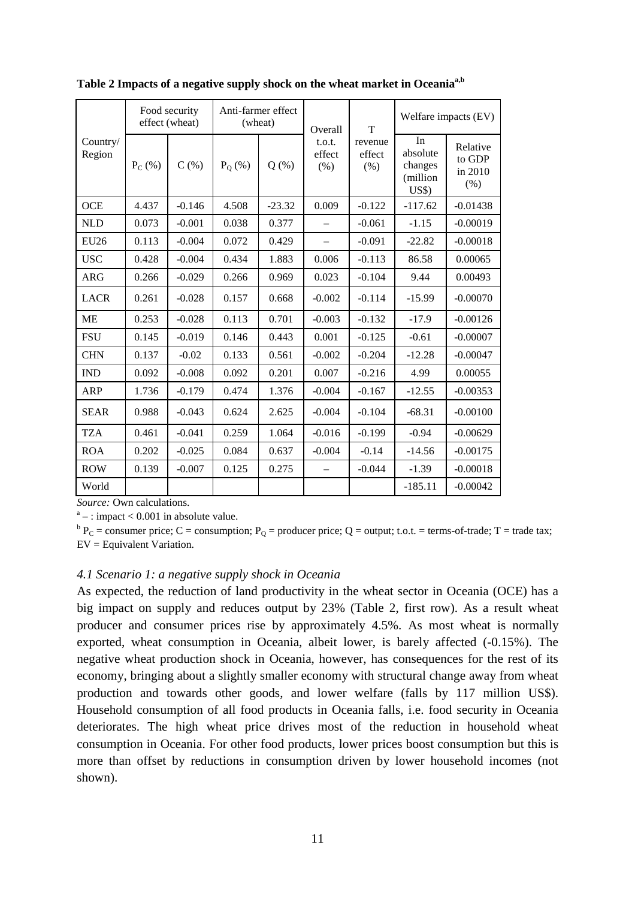**Table 2 Impacts of a negative supply shock on the wheat market in Oceania[a,b]**

| Country/ Region | Food security effect (wheat) | | Anti-farmer effect (wheat) | | Overall t.o.t. effect (%) | T revenue effect (%) | Welfare impacts (EV) | |
|---|---|---|---|---|---|---|---|---|
| | $P_C$ (%) | C (%) | $P_Q$ (%) | Q (%) | | | In absolute changes (million US$) | Relative to GDP in 2010 (%) |
| OCE | 4.437 | -0.146 | 4.508 | -23.32 | 0.009 | -0.122 | -117.62 | -0.01438 |
| NLD | 0.073 | -0.001 | 0.038 | 0.377 | – | -0.061 | -1.15 | -0.00019 |
| EU26 | 0.113 | -0.004 | 0.072 | 0.429 | – | -0.091 | -22.82 | -0.00018 |
| USC | 0.428 | -0.004 | 0.434 | 1.883 | 0.006 | -0.113 | 86.58 | 0.00065 |
| ARG | 0.266 | -0.029 | 0.266 | 0.969 | 0.023 | -0.104 | 9.44 | 0.00493 |
| LACR | 0.261 | -0.028 | 0.157 | 0.668 | -0.002 | -0.114 | -15.99 | -0.00070 |
| ME | 0.253 | -0.028 | 0.113 | 0.701 | -0.003 | -0.132 | -17.9 | -0.00126 |
| FSU | 0.145 | -0.019 | 0.146 | 0.443 | 0.001 | -0.125 | -0.61 | -0.00007 |
| CHN | 0.137 | -0.02 | 0.133 | 0.561 | -0.002 | -0.204 | -12.28 | -0.00047 |
| IND | 0.092 | -0.008 | 0.092 | 0.201 | 0.007 | -0.216 | 4.99 | 0.00055 |
| ARP | 1.736 | -0.179 | 0.474 | 1.376 | -0.004 | -0.167 | -12.55 | -0.00353 |
| SEAR | 0.988 | -0.043 | 0.624 | 2.625 | -0.004 | -0.104 | -68.31 | -0.00100 |
| TZA | 0.461 | -0.041 | 0.259 | 1.064 | -0.016 | -0.199 | -0.94 | -0.00629 |
| ROA | 0.202 | -0.025 | 0.084 | 0.637 | -0.004 | -0.14 | -14.56 | -0.00175 |
| ROW | 0.139 | -0.007 | 0.125 | 0.275 | – | -0.044 | -1.39 | -0.00018 |
| World | | | | | | | -185.11 | -0.00042 |

*Source:* Own calculations.

[a] – : impact < 0.001 in absolute value.

[b] $P_C$ = consumer price; C = consumption; $P_Q$ = producer price; Q = output; t.o.t. = terms-of-trade; T = trade tax; EV = Equivalent Variation.

### *4.1 Scenario 1: a negative supply shock in Oceania*

As expected, the reduction of land productivity in the wheat sector in Oceania (OCE) has a big impact on supply and reduces output by 23% (Table 2, first row). As a result wheat producer and consumer prices rise by approximately 4.5%. As most wheat is normally exported, wheat consumption in Oceania, albeit lower, is barely affected (-0.15%). The negative wheat production shock in Oceania, however, has consequences for the rest of its economy, bringing about a slightly smaller economy with structural change away from wheat production and towards other goods, and lower welfare (falls by 117 million US$). Household consumption of all food products in Oceania falls, i.e. food security in Oceania deteriorates. The high wheat price drives most of the reduction in household wheat consumption in Oceania. For other food products, lower prices boost consumption but this is more than offset by reductions in consumption driven by lower household incomes (not shown).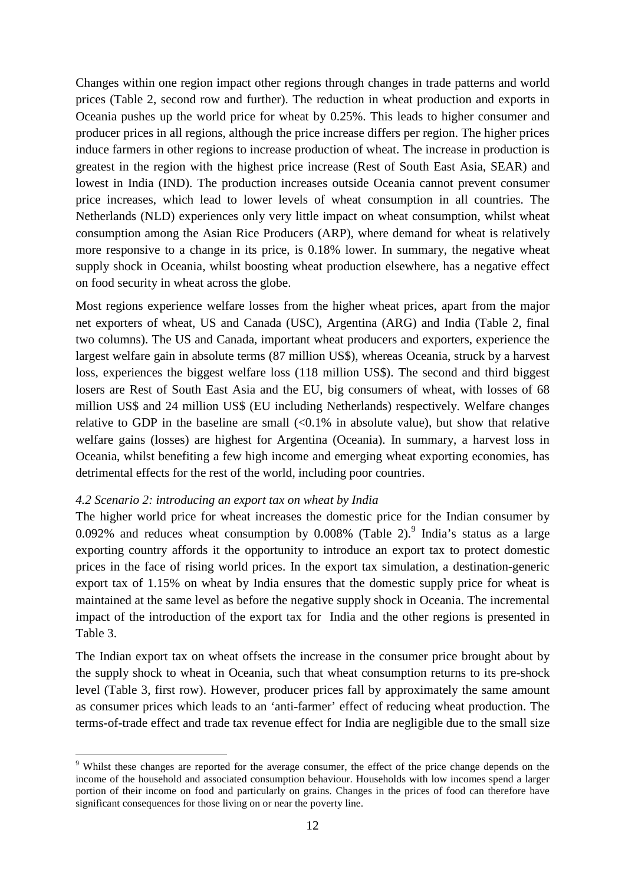Changes within one region impact other regions through changes in trade patterns and world prices (Table 2, second row and further). The reduction in wheat production and exports in Oceania pushes up the world price for wheat by 0.25%. This leads to higher consumer and producer prices in all regions, although the price increase differs per region. The higher prices induce farmers in other regions to increase production of wheat. The increase in production is greatest in the region with the highest price increase (Rest of South East Asia, SEAR) and lowest in India (IND). The production increases outside Oceania cannot prevent consumer price increases, which lead to lower levels of wheat consumption in all countries. The Netherlands (NLD) experiences only very little impact on wheat consumption, whilst wheat consumption among the Asian Rice Producers (ARP), where demand for wheat is relatively more responsive to a change in its price, is 0.18% lower. In summary, the negative wheat supply shock in Oceania, whilst boosting wheat production elsewhere, has a negative effect on food security in wheat across the globe.

Most regions experience welfare losses from the higher wheat prices, apart from the major net exporters of wheat, US and Canada (USC), Argentina (ARG) and India (Table 2, final two columns). The US and Canada, important wheat producers and exporters, experience the largest welfare gain in absolute terms (87 million US$), whereas Oceania, struck by a harvest loss, experiences the biggest welfare loss (118 million US$). The second and third biggest losers are Rest of South East Asia and the EU, big consumers of wheat, with losses of 68 million US$ and 24 million US$ (EU including Netherlands) respectively. Welfare changes relative to GDP in the baseline are small (<0.1% in absolute value), but show that relative welfare gains (losses) are highest for Argentina (Oceania). In summary, a harvest loss in Oceania, whilst benefiting a few high income and emerging wheat exporting economies, has detrimental effects for the rest of the world, including poor countries.

### *4.2 Scenario 2: introducing an export tax on wheat by India*

The higher world price for wheat increases the domestic price for the Indian consumer by 0.092% and reduces wheat consumption by 0.008% (Table 2).[9] India's status as a large exporting country affords it the opportunity to introduce an export tax to protect domestic prices in the face of rising world prices. In the export tax simulation, a destination-generic export tax of 1.15% on wheat by India ensures that the domestic supply price for wheat is maintained at the same level as before the negative supply shock in Oceania. The incremental impact of the introduction of the export tax for India and the other regions is presented in Table 3.

The Indian export tax on wheat offsets the increase in the consumer price brought about by the supply shock to wheat in Oceania, such that wheat consumption returns to its pre-shock level (Table 3, first row). However, producer prices fall by approximately the same amount as consumer prices which leads to an 'anti-farmer' effect of reducing wheat production. The terms-of-trade effect and trade tax revenue effect for India are negligible due to the small size

[9] Whilst these changes are reported for the average consumer, the effect of the price change depends on the income of the household and associated consumption behaviour. Households with low incomes spend a larger portion of their income on food and particularly on grains. Changes in the prices of food can therefore have significant consequences for those living on or near the poverty line.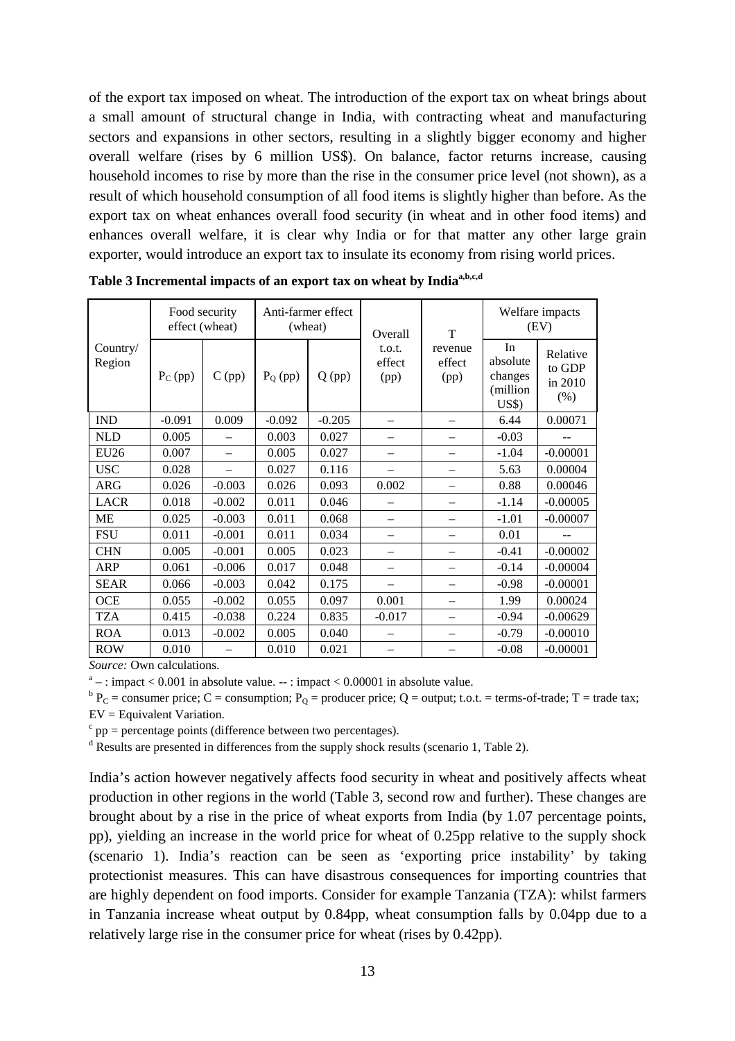of the export tax imposed on wheat. The introduction of the export tax on wheat brings about a small amount of structural change in India, with contracting wheat and manufacturing sectors and expansions in other sectors, resulting in a slightly bigger economy and higher overall welfare (rises by 6 million US$). On balance, factor returns increase, causing household incomes to rise by more than the rise in the consumer price level (not shown), as a result of which household consumption of all food items is slightly higher than before. As the export tax on wheat enhances overall food security (in wheat and in other food items) and enhances overall welfare, it is clear why India or for that matter any other large grain exporter, would introduce an export tax to insulate its economy from rising world prices.

**Table 3 Incremental impacts of an export tax on wheat by India[a,b,c,d]**

| Country/ Region | Food security effect (wheat) | | Anti-farmer effect (wheat) | | Overall t.o.t. effect (pp) | T revenue effect (pp) | Welfare impacts (EV) | |
|---|---|---|---|---|---|---|---|---|
| | $P_C$ (pp) | C (pp) | $P_Q$ (pp) | Q (pp) | | | In absolute changes (million US$) | Relative to GDP in 2010 (%) |
| IND | -0.091 | 0.009 | -0.092 | -0.205 | – | – | 6.44 | 0.00071 |
| NLD | 0.005 | – | 0.003 | 0.027 | – | – | -0.03 | -- |
| EU26 | 0.007 | – | 0.005 | 0.027 | – | – | -1.04 | -0.00001 |
| USC | 0.028 | – | 0.027 | 0.116 | – | – | 5.63 | 0.00004 |
| ARG | 0.026 | -0.003 | 0.026 | 0.093 | 0.002 | – | 0.88 | 0.00046 |
| LACR | 0.018 | -0.002 | 0.011 | 0.046 | – | – | -1.14 | -0.00005 |
| ME | 0.025 | -0.003 | 0.011 | 0.068 | – | – | -1.01 | -0.00007 |
| FSU | 0.011 | -0.001 | 0.011 | 0.034 | – | – | 0.01 | -- |
| CHN | 0.005 | -0.001 | 0.005 | 0.023 | – | – | -0.41 | -0.00002 |
| ARP | 0.061 | -0.006 | 0.017 | 0.048 | – | – | -0.14 | -0.00004 |
| SEAR | 0.066 | -0.003 | 0.042 | 0.175 | – | – | -0.98 | -0.00001 |
| OCE | 0.055 | -0.002 | 0.055 | 0.097 | 0.001 | – | 1.99 | 0.00024 |
| TZA | 0.415 | -0.038 | 0.224 | 0.835 | -0.017 | – | -0.94 | -0.00629 |
| ROA | 0.013 | -0.002 | 0.005 | 0.040 | – | – | -0.79 | -0.00010 |
| ROW | 0.010 | – | 0.010 | 0.021 | – | – | -0.08 | -0.00001 |

*Source:* Own calculations.

[a] – : impact < 0.001 in absolute value. -- : impact < 0.00001 in absolute value.

[b] $P_C$ = consumer price; C = consumption; $P_Q$ = producer price; Q = output; t.o.t. = terms-of-trade; T = trade tax; EV = Equivalent Variation.

[c] pp = percentage points (difference between two percentages).

[d] Results are presented in differences from the supply shock results (scenario 1, Table 2).

India's action however negatively affects food security in wheat and positively affects wheat production in other regions in the world (Table 3, second row and further). These changes are brought about by a rise in the price of wheat exports from India (by 1.07 percentage points, pp), yielding an increase in the world price for wheat of 0.25pp relative to the supply shock (scenario 1). India's reaction can be seen as 'exporting price instability' by taking protectionist measures. This can have disastrous consequences for importing countries that are highly dependent on food imports. Consider for example Tanzania (TZA): whilst farmers in Tanzania increase wheat output by 0.84pp, wheat consumption falls by 0.04pp due to a relatively large rise in the consumer price for wheat (rises by 0.42pp).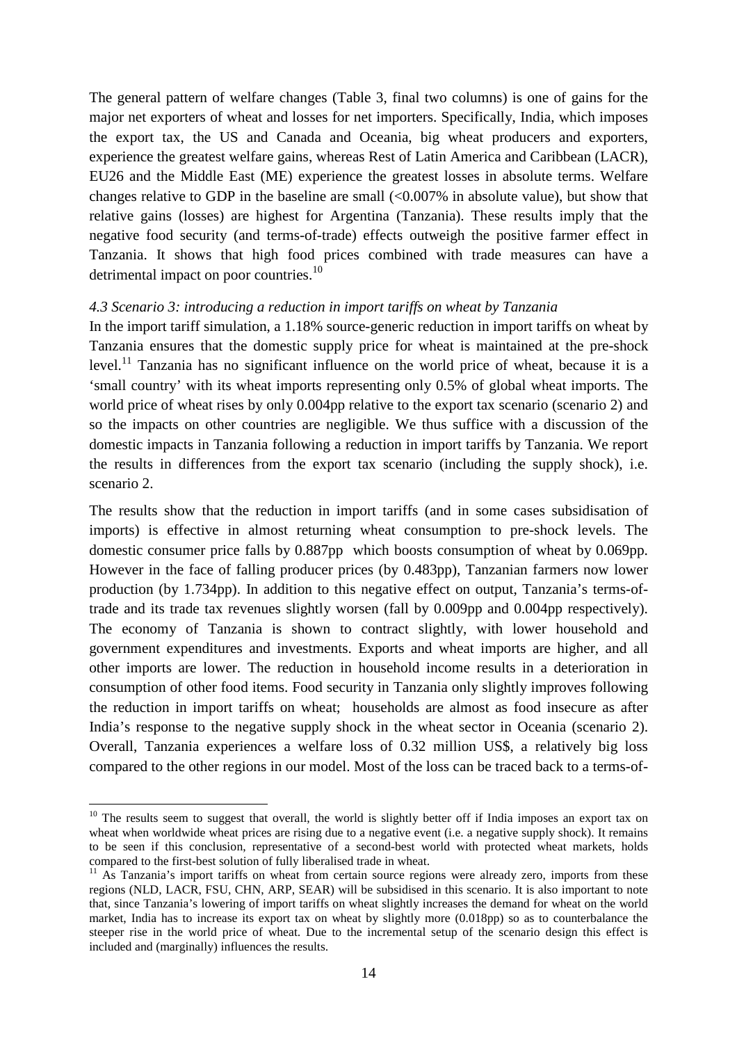The general pattern of welfare changes (Table 3, final two columns) is one of gains for the major net exporters of wheat and losses for net importers. Specifically, India, which imposes the export tax, the US and Canada and Oceania, big wheat producers and exporters, experience the greatest welfare gains, whereas Rest of Latin America and Caribbean (LACR), EU26 and the Middle East (ME) experience the greatest losses in absolute terms. Welfare changes relative to GDP in the baseline are small (<0.007% in absolute value), but show that relative gains (losses) are highest for Argentina (Tanzania). These results imply that the negative food security (and terms-of-trade) effects outweigh the positive farmer effect in Tanzania. It shows that high food prices combined with trade measures can have a detrimental impact on poor countries.[10]

*4.3 Scenario 3: introducing a reduction in import tariffs on wheat by Tanzania*

In the import tariff simulation, a 1.18% source-generic reduction in import tariffs on wheat by Tanzania ensures that the domestic supply price for wheat is maintained at the pre-shock level.[11] Tanzania has no significant influence on the world price of wheat, because it is a 'small country' with its wheat imports representing only 0.5% of global wheat imports. The world price of wheat rises by only 0.004pp relative to the export tax scenario (scenario 2) and so the impacts on other countries are negligible. We thus suffice with a discussion of the domestic impacts in Tanzania following a reduction in import tariffs by Tanzania. We report the results in differences from the export tax scenario (including the supply shock), i.e. scenario 2.

The results show that the reduction in import tariffs (and in some cases subsidisation of imports) is effective in almost returning wheat consumption to pre-shock levels. The domestic consumer price falls by 0.887pp which boosts consumption of wheat by 0.069pp. However in the face of falling producer prices (by 0.483pp), Tanzanian farmers now lower production (by 1.734pp). In addition to this negative effect on output, Tanzania's terms-of-trade and its trade tax revenues slightly worsen (fall by 0.009pp and 0.004pp respectively). The economy of Tanzania is shown to contract slightly, with lower household and government expenditures and investments. Exports and wheat imports are higher, and all other imports are lower. The reduction in household income results in a deterioration in consumption of other food items. Food security in Tanzania only slightly improves following the reduction in import tariffs on wheat; households are almost as food insecure as after India's response to the negative supply shock in the wheat sector in Oceania (scenario 2). Overall, Tanzania experiences a welfare loss of 0.32 million US$, a relatively big loss compared to the other regions in our model. Most of the loss can be traced back to a terms-of-

---

[10] The results seem to suggest that overall, the world is slightly better off if India imposes an export tax on wheat when worldwide wheat prices are rising due to a negative event (i.e. a negative supply shock). It remains to be seen if this conclusion, representative of a second-best world with protected wheat markets, holds compared to the first-best solution of fully liberalised trade in wheat.

[11] As Tanzania's import tariffs on wheat from certain source regions were already zero, imports from these regions (NLD, LACR, FSU, CHN, ARP, SEAR) will be subsidised in this scenario. It is also important to note that, since Tanzania's lowering of import tariffs on wheat slightly increases the demand for wheat on the world market, India has to increase its export tax on wheat by slightly more (0.018pp) so as to counterbalance the steeper rise in the world price of wheat. Due to the incremental setup of the scenario design this effect is included and (marginally) influences the results.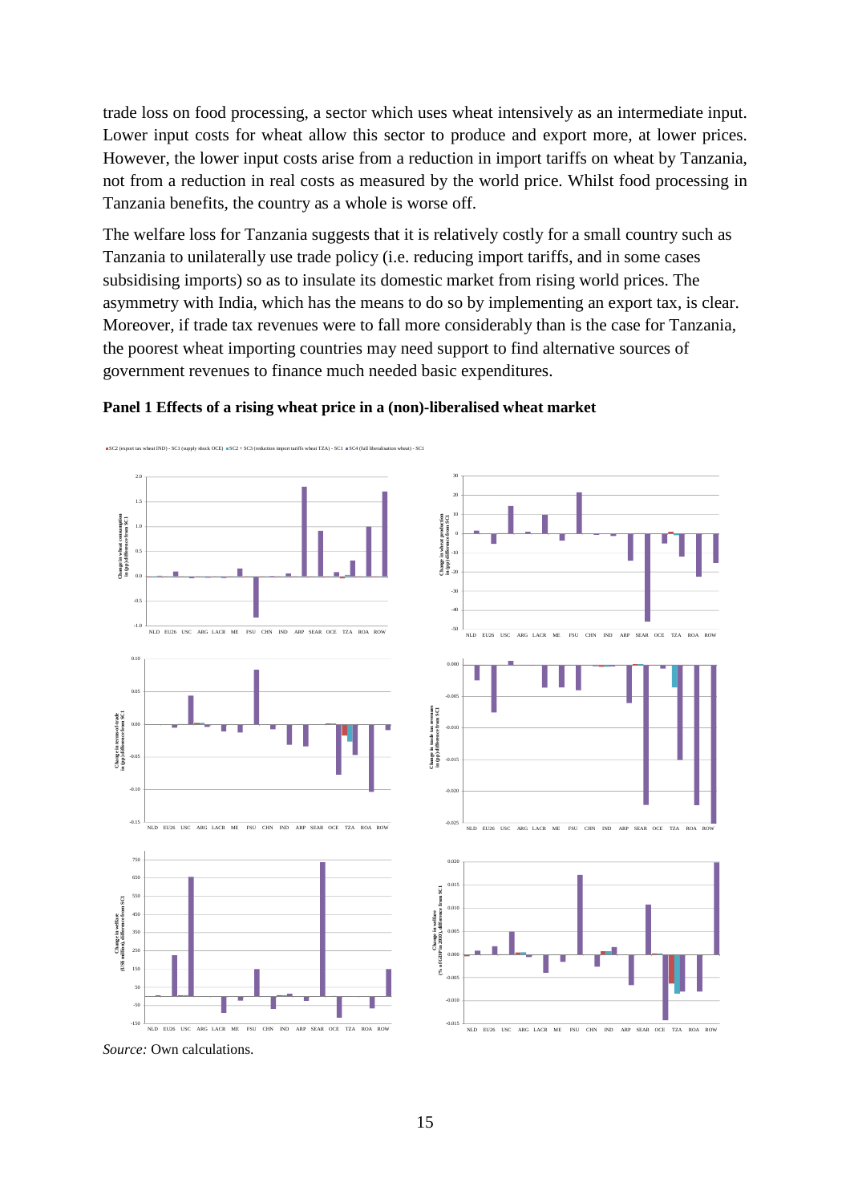trade loss on food processing, a sector which uses wheat intensively as an intermediate input. Lower input costs for wheat allow this sector to produce and export more, at lower prices. However, the lower input costs arise from a reduction in import tariffs on wheat by Tanzania, not from a reduction in real costs as measured by the world price. Whilst food processing in Tanzania benefits, the country as a whole is worse off.

The welfare loss for Tanzania suggests that it is relatively costly for a small country such as Tanzania to unilaterally use trade policy (i.e. reducing import tariffs, and in some cases subsidising imports) so as to insulate its domestic market from rising world prices. The asymmetry with India, which has the means to do so by implementing an export tax, is clear. Moreover, if trade tax revenues were to fall more considerably than is the case for Tanzania, the poorest wheat importing countries may need support to find alternative sources of government revenues to finance much needed basic expenditures.

**Panel 1 Effects of a rising wheat price in a (non)-liberalised wheat market**

*Source:* Own calculations.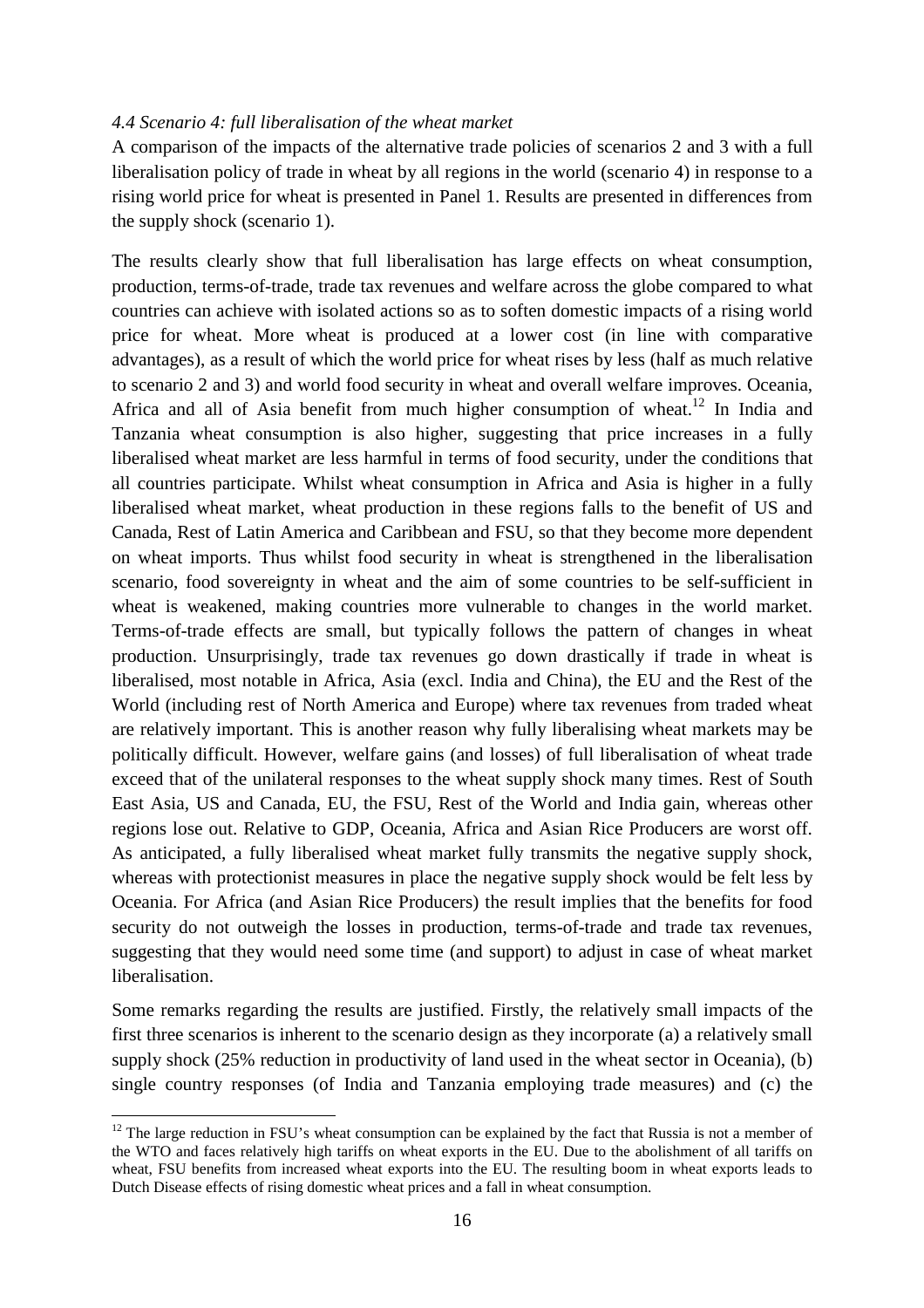### *4.4 Scenario 4: full liberalisation of the wheat market*

A comparison of the impacts of the alternative trade policies of scenarios 2 and 3 with a full liberalisation policy of trade in wheat by all regions in the world (scenario 4) in response to a rising world price for wheat is presented in Panel 1. Results are presented in differences from the supply shock (scenario 1).

The results clearly show that full liberalisation has large effects on wheat consumption, production, terms-of-trade, trade tax revenues and welfare across the globe compared to what countries can achieve with isolated actions so as to soften domestic impacts of a rising world price for wheat. More wheat is produced at a lower cost (in line with comparative advantages), as a result of which the world price for wheat rises by less (half as much relative to scenario 2 and 3) and world food security in wheat and overall welfare improves. Oceania, Africa and all of Asia benefit from much higher consumption of wheat.[12] In India and Tanzania wheat consumption is also higher, suggesting that price increases in a fully liberalised wheat market are less harmful in terms of food security, under the conditions that all countries participate. Whilst wheat consumption in Africa and Asia is higher in a fully liberalised wheat market, wheat production in these regions falls to the benefit of US and Canada, Rest of Latin America and Caribbean and FSU, so that they become more dependent on wheat imports. Thus whilst food security in wheat is strengthened in the liberalisation scenario, food sovereignty in wheat and the aim of some countries to be self-sufficient in wheat is weakened, making countries more vulnerable to changes in the world market. Terms-of-trade effects are small, but typically follows the pattern of changes in wheat production. Unsurprisingly, trade tax revenues go down drastically if trade in wheat is liberalised, most notable in Africa, Asia (excl. India and China), the EU and the Rest of the World (including rest of North America and Europe) where tax revenues from traded wheat are relatively important. This is another reason why fully liberalising wheat markets may be politically difficult. However, welfare gains (and losses) of full liberalisation of wheat trade exceed that of the unilateral responses to the wheat supply shock many times. Rest of South East Asia, US and Canada, EU, the FSU, Rest of the World and India gain, whereas other regions lose out. Relative to GDP, Oceania, Africa and Asian Rice Producers are worst off. As anticipated, a fully liberalised wheat market fully transmits the negative supply shock, whereas with protectionist measures in place the negative supply shock would be felt less by Oceania. For Africa (and Asian Rice Producers) the result implies that the benefits for food security do not outweigh the losses in production, terms-of-trade and trade tax revenues, suggesting that they would need some time (and support) to adjust in case of wheat market liberalisation.

Some remarks regarding the results are justified. Firstly, the relatively small impacts of the first three scenarios is inherent to the scenario design as they incorporate (a) a relatively small supply shock (25% reduction in productivity of land used in the wheat sector in Oceania), (b) single country responses (of India and Tanzania employing trade measures) and (c) the

[12] The large reduction in FSU's wheat consumption can be explained by the fact that Russia is not a member of the WTO and faces relatively high tariffs on wheat exports in the EU. Due to the abolishment of all tariffs on wheat, FSU benefits from increased wheat exports into the EU. The resulting boom in wheat exports leads to Dutch Disease effects of rising domestic wheat prices and a fall in wheat consumption.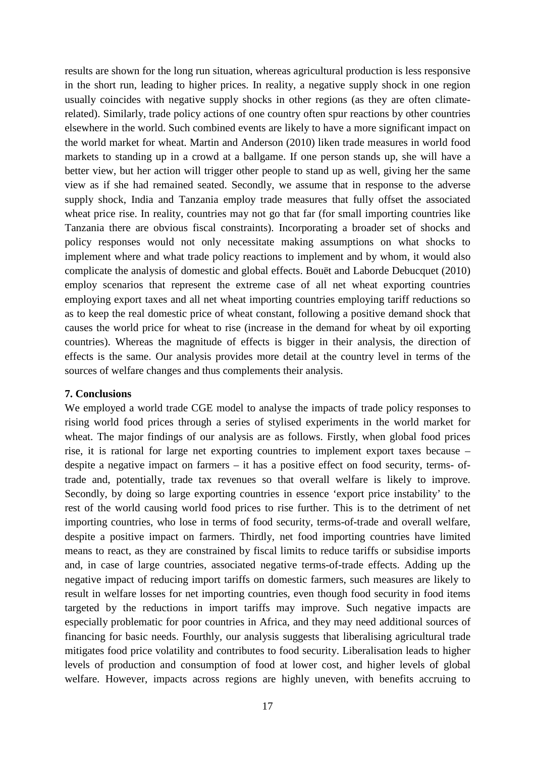results are shown for the long run situation, whereas agricultural production is less responsive in the short run, leading to higher prices. In reality, a negative supply shock in one region usually coincides with negative supply shocks in other regions (as they are often climate-related). Similarly, trade policy actions of one country often spur reactions by other countries elsewhere in the world. Such combined events are likely to have a more significant impact on the world market for wheat. Martin and Anderson (2010) liken trade measures in world food markets to standing up in a crowd at a ballgame. If one person stands up, she will have a better view, but her action will trigger other people to stand up as well, giving her the same view as if she had remained seated. Secondly, we assume that in response to the adverse supply shock, India and Tanzania employ trade measures that fully offset the associated wheat price rise. In reality, countries may not go that far (for small importing countries like Tanzania there are obvious fiscal constraints). Incorporating a broader set of shocks and policy responses would not only necessitate making assumptions on what shocks to implement where and what trade policy reactions to implement and by whom, it would also complicate the analysis of domestic and global effects. Bouët and Laborde Debucquet (2010) employ scenarios that represent the extreme case of all net wheat exporting countries employing export taxes and all net wheat importing countries employing tariff reductions so as to keep the real domestic price of wheat constant, following a positive demand shock that causes the world price for wheat to rise (increase in the demand for wheat by oil exporting countries). Whereas the magnitude of effects is bigger in their analysis, the direction of effects is the same. Our analysis provides more detail at the country level in terms of the sources of welfare changes and thus complements their analysis.

## 7. Conclusions

We employed a world trade CGE model to analyse the impacts of trade policy responses to rising world food prices through a series of stylised experiments in the world market for wheat. The major findings of our analysis are as follows. Firstly, when global food prices rise, it is rational for large net exporting countries to implement export taxes because – despite a negative impact on farmers – it has a positive effect on food security, terms- of-trade and, potentially, trade tax revenues so that overall welfare is likely to improve. Secondly, by doing so large exporting countries in essence 'export price instability' to the rest of the world causing world food prices to rise further. This is to the detriment of net importing countries, who lose in terms of food security, terms-of-trade and overall welfare, despite a positive impact on farmers. Thirdly, net food importing countries have limited means to react, as they are constrained by fiscal limits to reduce tariffs or subsidise imports and, in case of large countries, associated negative terms-of-trade effects. Adding up the negative impact of reducing import tariffs on domestic farmers, such measures are likely to result in welfare losses for net importing countries, even though food security in food items targeted by the reductions in import tariffs may improve. Such negative impacts are especially problematic for poor countries in Africa, and they may need additional sources of financing for basic needs. Fourthly, our analysis suggests that liberalising agricultural trade mitigates food price volatility and contributes to food security. Liberalisation leads to higher levels of production and consumption of food at lower cost, and higher levels of global welfare. However, impacts across regions are highly uneven, with benefits accruing to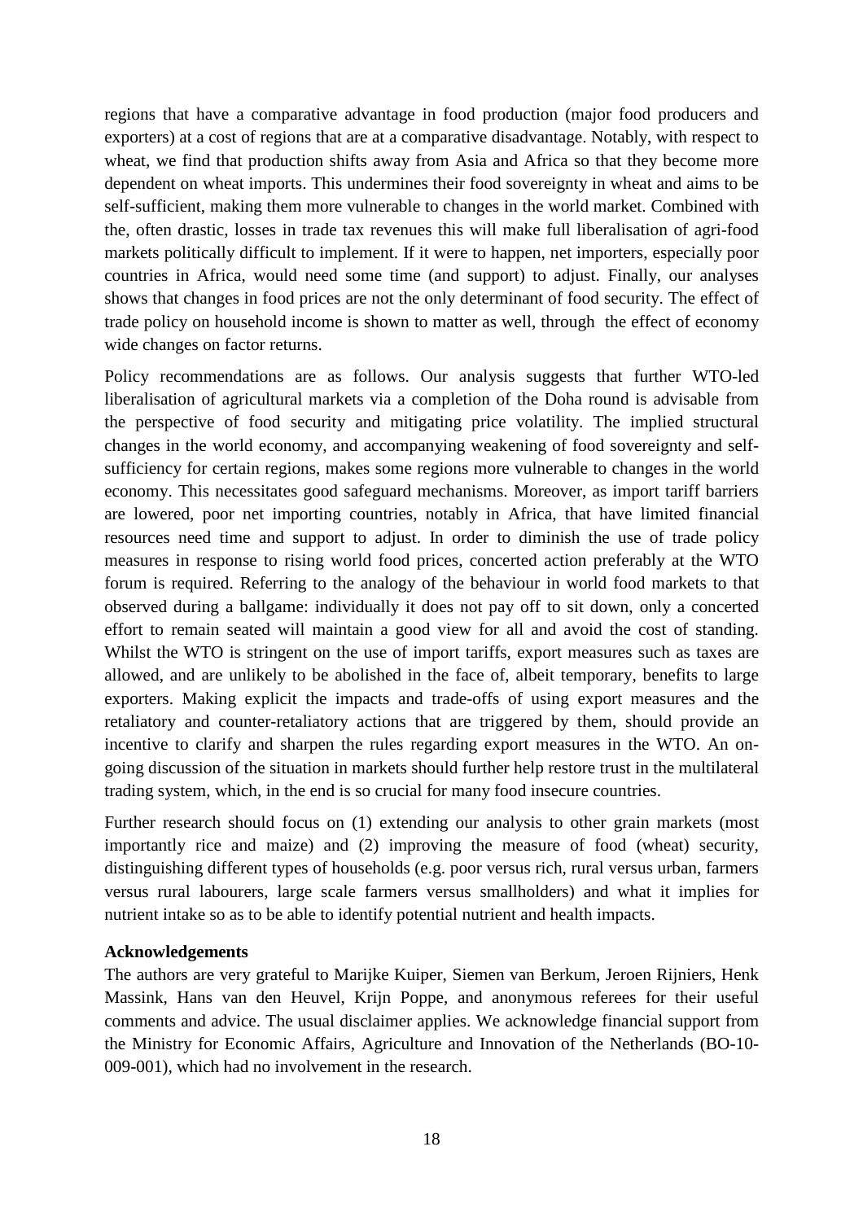regions that have a comparative advantage in food production (major food producers and exporters) at a cost of regions that are at a comparative disadvantage. Notably, with respect to wheat, we find that production shifts away from Asia and Africa so that they become more dependent on wheat imports. This undermines their food sovereignty in wheat and aims to be self-sufficient, making them more vulnerable to changes in the world market. Combined with the, often drastic, losses in trade tax revenues this will make full liberalisation of agri-food markets politically difficult to implement. If it were to happen, net importers, especially poor countries in Africa, would need some time (and support) to adjust. Finally, our analyses shows that changes in food prices are not the only determinant of food security. The effect of trade policy on household income is shown to matter as well, through the effect of economy wide changes on factor returns.

Policy recommendations are as follows. Our analysis suggests that further WTO-led liberalisation of agricultural markets via a completion of the Doha round is advisable from the perspective of food security and mitigating price volatility. The implied structural changes in the world economy, and accompanying weakening of food sovereignty and self-sufficiency for certain regions, makes some regions more vulnerable to changes in the world economy. This necessitates good safeguard mechanisms. Moreover, as import tariff barriers are lowered, poor net importing countries, notably in Africa, that have limited financial resources need time and support to adjust. In order to diminish the use of trade policy measures in response to rising world food prices, concerted action preferably at the WTO forum is required. Referring to the analogy of the behaviour in world food markets to that observed during a ballgame: individually it does not pay off to sit down, only a concerted effort to remain seated will maintain a good view for all and avoid the cost of standing. Whilst the WTO is stringent on the use of import tariffs, export measures such as taxes are allowed, and are unlikely to be abolished in the face of, albeit temporary, benefits to large exporters. Making explicit the impacts and trade-offs of using export measures and the retaliatory and counter-retaliatory actions that are triggered by them, should provide an incentive to clarify and sharpen the rules regarding export measures in the WTO. An on-going discussion of the situation in markets should further help restore trust in the multilateral trading system, which, in the end is so crucial for many food insecure countries.

Further research should focus on (1) extending our analysis to other grain markets (most importantly rice and maize) and (2) improving the measure of food (wheat) security, distinguishing different types of households (e.g. poor versus rich, rural versus urban, farmers versus rural labourers, large scale farmers versus smallholders) and what it implies for nutrient intake so as to be able to identify potential nutrient and health impacts.

**Acknowledgements**

The authors are very grateful to Marijke Kuiper, Siemen van Berkum, Jeroen Rijniers, Henk Massink, Hans van den Heuvel, Krijn Poppe, and anonymous referees for their useful comments and advice. The usual disclaimer applies. We acknowledge financial support from the Ministry for Economic Affairs, Agriculture and Innovation of the Netherlands (BO-10-009-001), which had no involvement in the research.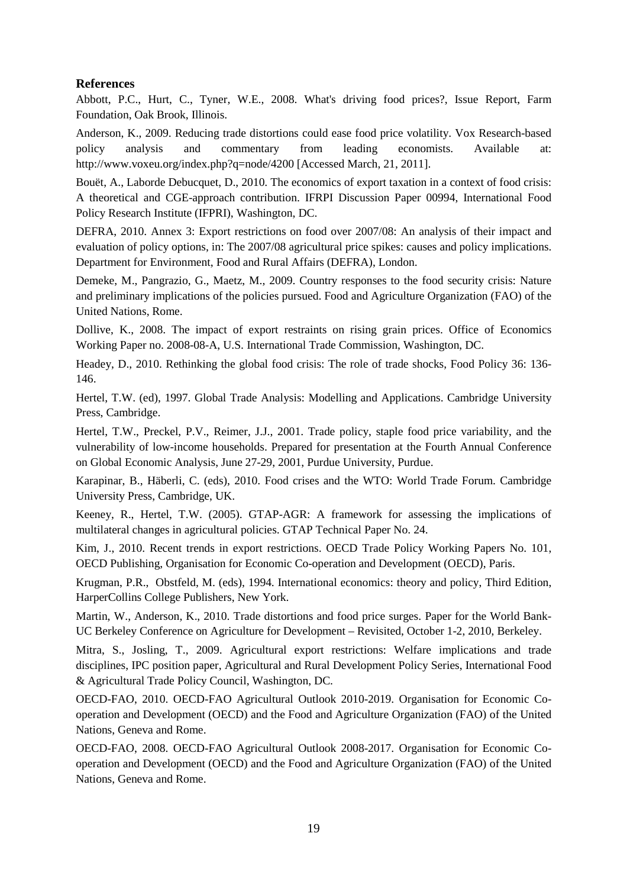## References

Abbott, P.C., Hurt, C., Tyner, W.E., 2008. What's driving food prices?, Issue Report, Farm Foundation, Oak Brook, Illinois.

Anderson, K., 2009. Reducing trade distortions could ease food price volatility. Vox Research-based policy analysis and commentary from leading economists. Available at: http://www.voxeu.org/index.php?q=node/4200 [Accessed March, 21, 2011].

Bouët, A., Laborde Debucquet, D., 2010. The economics of export taxation in a context of food crisis: A theoretical and CGE-approach contribution. IFRPI Discussion Paper 00994, International Food Policy Research Institute (IFPRI), Washington, DC.

DEFRA, 2010. Annex 3: Export restrictions on food over 2007/08: An analysis of their impact and evaluation of policy options, in: The 2007/08 agricultural price spikes: causes and policy implications. Department for Environment, Food and Rural Affairs (DEFRA), London.

Demeke, M., Pangrazio, G., Maetz, M., 2009. Country responses to the food security crisis: Nature and preliminary implications of the policies pursued. Food and Agriculture Organization (FAO) of the United Nations, Rome.

Dollive, K., 2008. The impact of export restraints on rising grain prices. Office of Economics Working Paper no. 2008-08-A, U.S. International Trade Commission, Washington, DC.

Headey, D., 2010. Rethinking the global food crisis: The role of trade shocks, Food Policy 36: 136-146.

Hertel, T.W. (ed), 1997. Global Trade Analysis: Modelling and Applications. Cambridge University Press, Cambridge.

Hertel, T.W., Preckel, P.V., Reimer, J.J., 2001. Trade policy, staple food price variability, and the vulnerability of low-income households. Prepared for presentation at the Fourth Annual Conference on Global Economic Analysis, June 27-29, 2001, Purdue University, Purdue.

Karapinar, B., Häberli, C. (eds), 2010. Food crises and the WTO: World Trade Forum. Cambridge University Press, Cambridge, UK.

Keeney, R., Hertel, T.W. (2005). GTAP-AGR: A framework for assessing the implications of multilateral changes in agricultural policies. GTAP Technical Paper No. 24.

Kim, J., 2010. Recent trends in export restrictions. OECD Trade Policy Working Papers No. 101, OECD Publishing, Organisation for Economic Co-operation and Development (OECD), Paris.

Krugman, P.R., Obstfeld, M. (eds), 1994. International economics: theory and policy, Third Edition, HarperCollins College Publishers, New York.

Martin, W., Anderson, K., 2010. Trade distortions and food price surges. Paper for the World Bank-UC Berkeley Conference on Agriculture for Development – Revisited, October 1-2, 2010, Berkeley.

Mitra, S., Josling, T., 2009. Agricultural export restrictions: Welfare implications and trade disciplines, IPC position paper, Agricultural and Rural Development Policy Series, International Food & Agricultural Trade Policy Council, Washington, DC.

OECD-FAO, 2010. OECD-FAO Agricultural Outlook 2010-2019. Organisation for Economic Co-operation and Development (OECD) and the Food and Agriculture Organization (FAO) of the United Nations, Geneva and Rome.

OECD-FAO, 2008. OECD-FAO Agricultural Outlook 2008-2017. Organisation for Economic Co-operation and Development (OECD) and the Food and Agriculture Organization (FAO) of the United Nations, Geneva and Rome.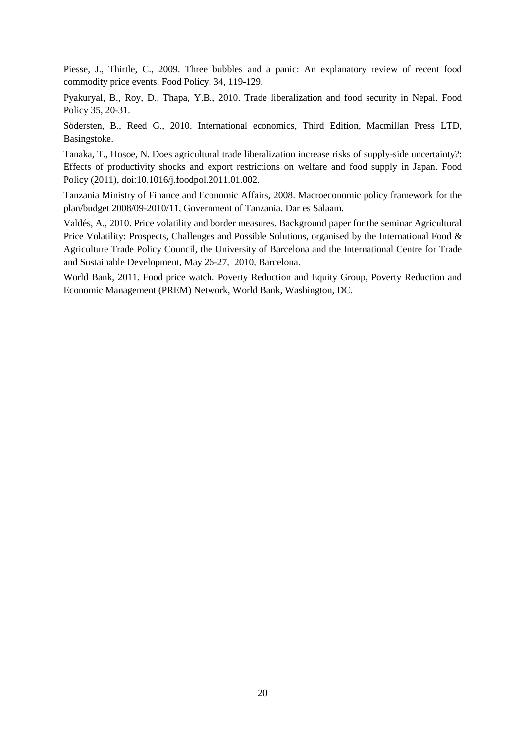Piesse, J., Thirtle, C., 2009. Three bubbles and a panic: An explanatory review of recent food commodity price events. Food Policy, 34, 119-129.

Pyakuryal, B., Roy, D., Thapa, Y.B., 2010. Trade liberalization and food security in Nepal. Food Policy 35, 20-31.

Södersten, B., Reed G., 2010. International economics, Third Edition, Macmillan Press LTD, Basingstoke.

Tanaka, T., Hosoe, N. Does agricultural trade liberalization increase risks of supply-side uncertainty?: Effects of productivity shocks and export restrictions on welfare and food supply in Japan. Food Policy (2011), doi:10.1016/j.foodpol.2011.01.002.

Tanzania Ministry of Finance and Economic Affairs, 2008. Macroeconomic policy framework for the plan/budget 2008/09-2010/11, Government of Tanzania, Dar es Salaam.

Valdés, A., 2010. Price volatility and border measures. Background paper for the seminar Agricultural Price Volatility: Prospects, Challenges and Possible Solutions, organised by the International Food & Agriculture Trade Policy Council, the University of Barcelona and the International Centre for Trade and Sustainable Development, May 26-27, 2010, Barcelona.

World Bank, 2011. Food price watch. Poverty Reduction and Equity Group, Poverty Reduction and Economic Management (PREM) Network, World Bank, Washington, DC.